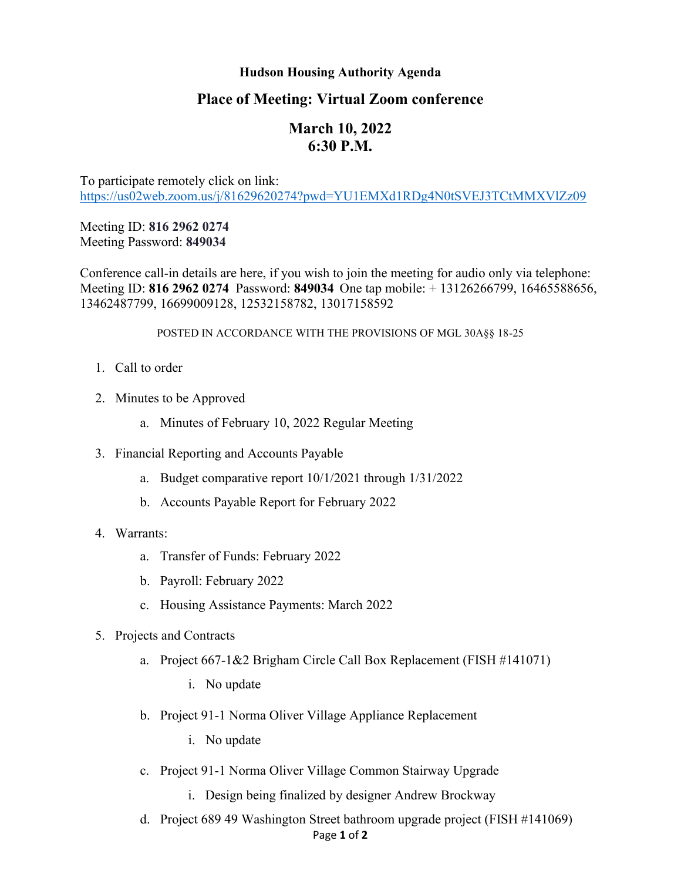**Hudson Housing Authority Agenda**

## Place of Meeting: Virtual Zoom conference

## March 10, 2022
## 6:30 P.M.

To participate remotely click on link:
https://us02web.zoom.us/j/81629620274?pwd=YU1EMXd1RDg4N0tSVEJ3TCtMMXVlZz09

Meeting ID: **816 2962 0274**
Meeting Password: **849034**

Conference call-in details are here, if you wish to join the meeting for audio only via telephone:
Meeting ID: **816 2962 0274** Password: **849034** One tap mobile: + 13126266799, 16465588656, 13462487799, 16699009128, 12532158782, 13017158592

POSTED IN ACCORDANCE WITH THE PROVISIONS OF MGL 30A§§ 18-25

1. Call to order
2. Minutes to be Approved
    a. Minutes of February 10, 2022 Regular Meeting
3. Financial Reporting and Accounts Payable
    a. Budget comparative report 10/1/2021 through 1/31/2022
    b. Accounts Payable Report for February 2022
4. Warrants:
    a. Transfer of Funds: February 2022
    b. Payroll: February 2022
    c. Housing Assistance Payments: March 2022
5. Projects and Contracts
    a. Project 667-1&2 Brigham Circle Call Box Replacement (FISH #141071)
        i. No update
    b. Project 91-1 Norma Oliver Village Appliance Replacement
        i. No update
    c. Project 91-1 Norma Oliver Village Common Stairway Upgrade
        i. Design being finalized by designer Andrew Brockway
    d. Project 689 49 Washington Street bathroom upgrade project (FISH #141069)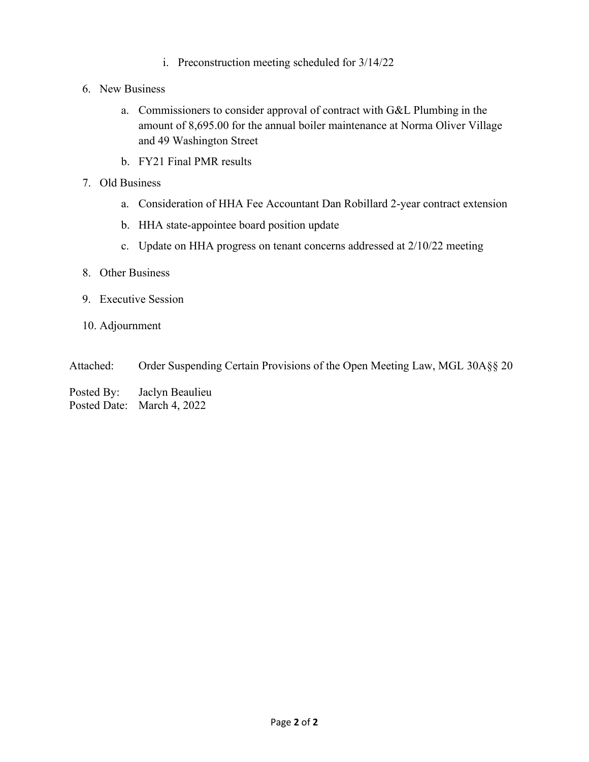i. Preconstruction meeting scheduled for 3/14/22

6. New Business
    a. Commissioners to consider approval of contract with G&L Plumbing in the amount of 8,695.00 for the annual boiler maintenance at Norma Oliver Village and 49 Washington Street
    b. FY21 Final PMR results
7. Old Business
    a. Consideration of HHA Fee Accountant Dan Robillard 2-year contract extension
    b. HHA state-appointee board position update
    c. Update on HHA progress on tenant concerns addressed at 2/10/22 meeting
8. Other Business
9. Executive Session
10. Adjournment

Attached: Order Suspending Certain Provisions of the Open Meeting Law, MGL 30A§§ 20

Posted By: Jaclyn Beaulieu
Posted Date: March 4, 2022